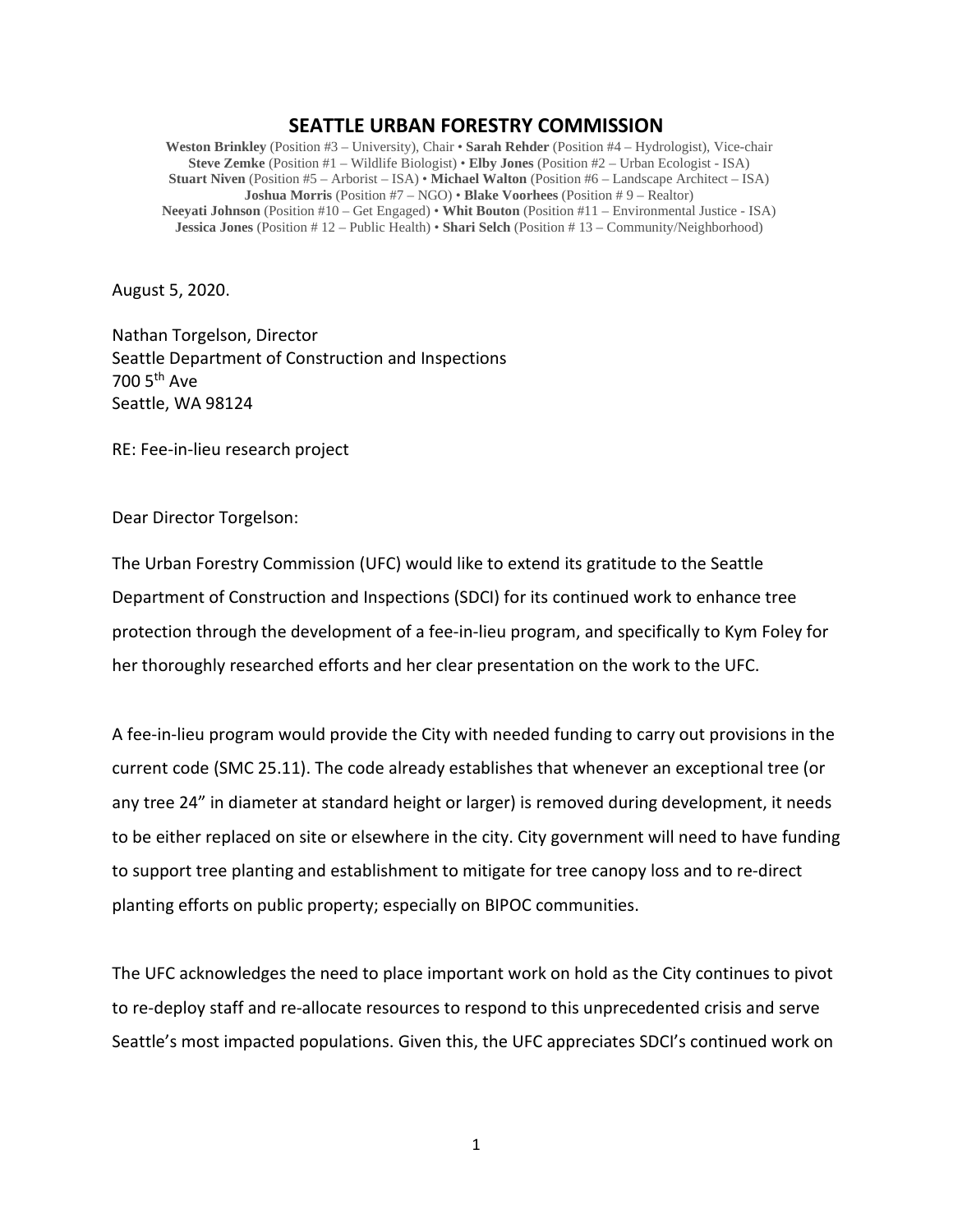# SEATTLE URBAN FORESTRY COMMISSION

**Weston Brinkley** (Position #3 – University), Chair • **Sarah Rehder** (Position #4 – Hydrologist), Vice-chair
**Steve Zemke** (Position #1 – Wildlife Biologist) • **Elby Jones** (Position #2 – Urban Ecologist - ISA)
**Stuart Niven** (Position #5 – Arborist – ISA) • **Michael Walton** (Position #6 – Landscape Architect – ISA)
**Joshua Morris** (Position #7 – NGO) • **Blake Voorhees** (Position # 9 – Realtor)
**Neeyati Johnson** (Position #10 – Get Engaged) • **Whit Bouton** (Position #11 – Environmental Justice - ISA)
**Jessica Jones** (Position # 12 – Public Health) • **Shari Selch** (Position # 13 – Community/Neighborhood)

August 5, 2020.

Nathan Torgelson, Director
Seattle Department of Construction and Inspections
700 5th Ave
Seattle, WA 98124

RE: Fee-in-lieu research project

Dear Director Torgelson:

The Urban Forestry Commission (UFC) would like to extend its gratitude to the Seattle Department of Construction and Inspections (SDCI) for its continued work to enhance tree protection through the development of a fee-in-lieu program, and specifically to Kym Foley for her thoroughly researched efforts and her clear presentation on the work to the UFC.

A fee-in-lieu program would provide the City with needed funding to carry out provisions in the current code (SMC 25.11). The code already establishes that whenever an exceptional tree (or any tree 24" in diameter at standard height or larger) is removed during development, it needs to be either replaced on site or elsewhere in the city. City government will need to have funding to support tree planting and establishment to mitigate for tree canopy loss and to re-direct planting efforts on public property; especially on BIPOC communities.

The UFC acknowledges the need to place important work on hold as the City continues to pivot to re-deploy staff and re-allocate resources to respond to this unprecedented crisis and serve Seattle's most impacted populations. Given this, the UFC appreciates SDCI's continued work on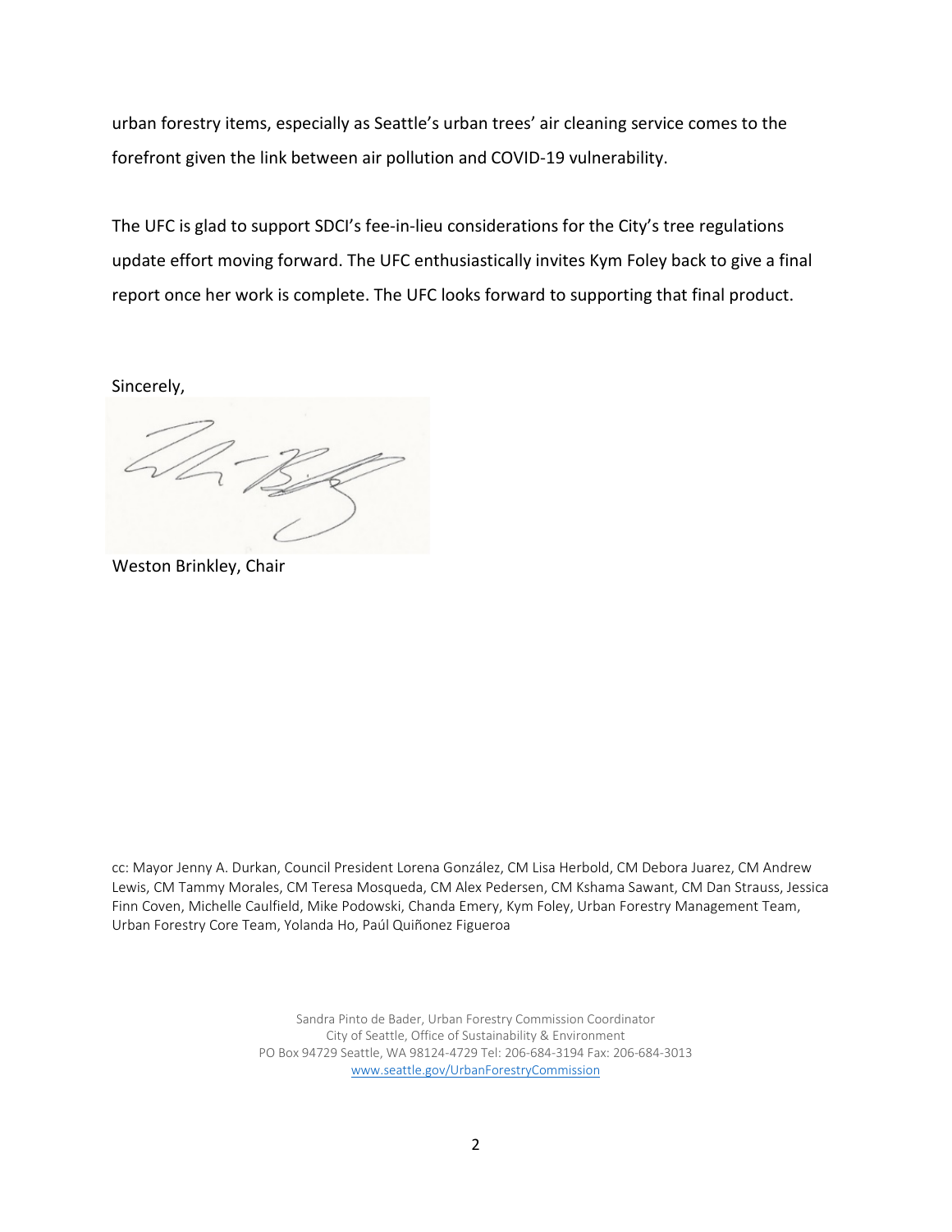urban forestry items, especially as Seattle's urban trees' air cleaning service comes to the forefront given the link between air pollution and COVID-19 vulnerability.

The UFC is glad to support SDCI's fee-in-lieu considerations for the City's tree regulations update effort moving forward. The UFC enthusiastically invites Kym Foley back to give a final report once her work is complete. The UFC looks forward to supporting that final product.

Sincerely,

Weston Brinkley, Chair

cc: Mayor Jenny A. Durkan, Council President Lorena González, CM Lisa Herbold, CM Debora Juarez, CM Andrew Lewis, CM Tammy Morales, CM Teresa Mosqueda, CM Alex Pedersen, CM Kshama Sawant, CM Dan Strauss, Jessica Finn Coven, Michelle Caulfield, Mike Podowski, Chanda Emery, Kym Foley, Urban Forestry Management Team, Urban Forestry Core Team, Yolanda Ho, Paúl Quiñonez Figueroa

Sandra Pinto de Bader, Urban Forestry Commission Coordinator
City of Seattle, Office of Sustainability & Environment
PO Box 94729 Seattle, WA 98124-4729 Tel: 206-684-3194 Fax: 206-684-3013
www.seattle.gov/UrbanForestryCommission